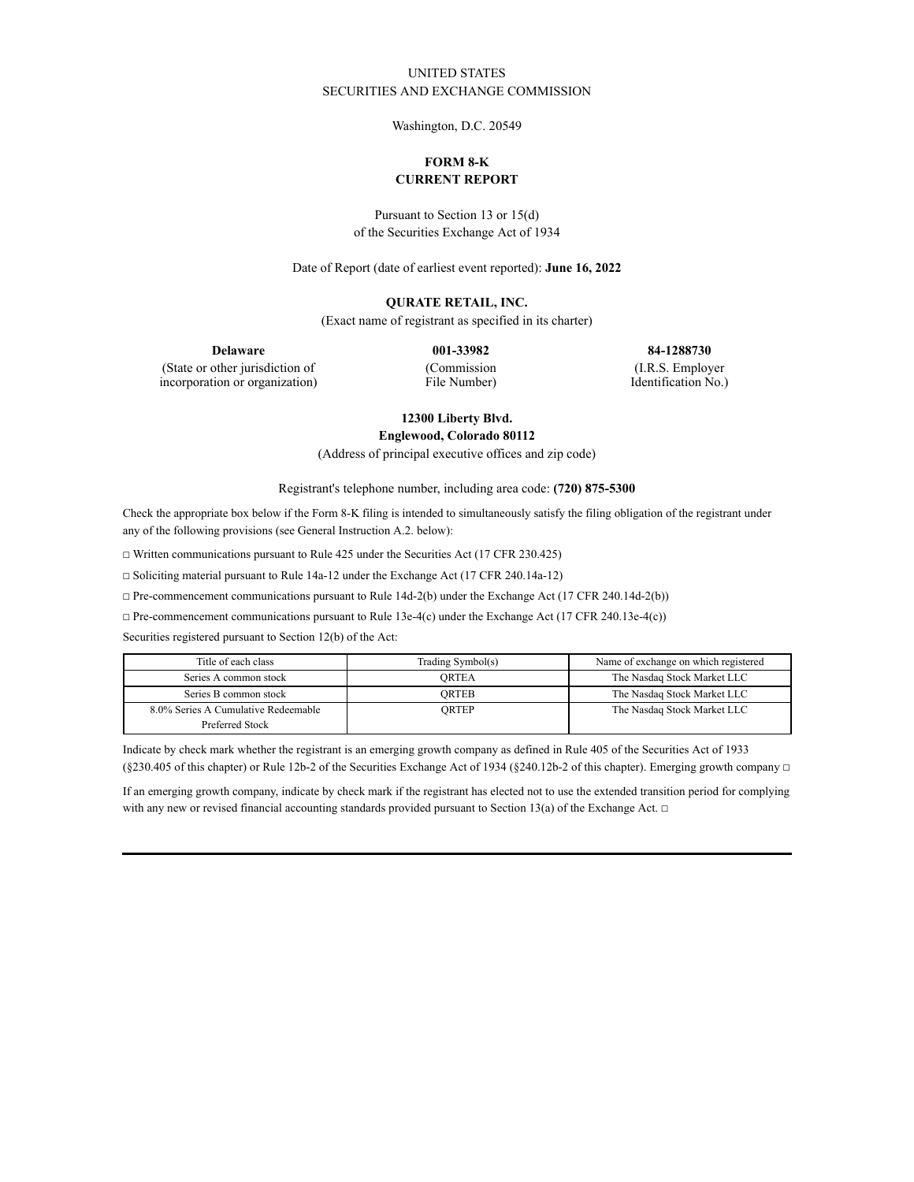UNITED STATES
SECURITIES AND EXCHANGE COMMISSION

Washington, D.C. 20549

# FORM 8-K
# CURRENT REPORT

Pursuant to Section 13 or 15(d)
of the Securities Exchange Act of 1934

Date of Report (date of earliest event reported): **June 16, 2022**

**QURATE RETAIL, INC.**
(Exact name of registrant as specified in its charter)

| **Delaware** | **001-33982** | **84-1288730** |
|---|---|---|
| (State or other jurisdiction of incorporation or organization) | (Commission File Number) | (I.R.S. Employer Identification No.) |

**12300 Liberty Blvd.**
**Englewood, Colorado 80112**
(Address of principal executive offices and zip code)

Registrant's telephone number, including area code: **(720) 875-5300**

Check the appropriate box below if the Form 8-K filing is intended to simultaneously satisfy the filing obligation of the registrant under any of the following provisions (see General Instruction A.2. below):

□ Written communications pursuant to Rule 425 under the Securities Act (17 CFR 230.425)

□ Soliciting material pursuant to Rule 14a-12 under the Exchange Act (17 CFR 240.14a-12)

□ Pre-commencement communications pursuant to Rule 14d-2(b) under the Exchange Act (17 CFR 240.14d-2(b))

□ Pre-commencement communications pursuant to Rule 13e-4(c) under the Exchange Act (17 CFR 240.13e-4(c))

Securities registered pursuant to Section 12(b) of the Act:

| Title of each class | Trading Symbol(s) | Name of exchange on which registered |
|---|---|---|
| Series A common stock | QRTEA | The Nasdaq Stock Market LLC |
| Series B common stock | QRTEB | The Nasdaq Stock Market LLC |
| 8.0% Series A Cumulative Redeemable Preferred Stock | QRTEP | The Nasdaq Stock Market LLC |

Indicate by check mark whether the registrant is an emerging growth company as defined in Rule 405 of the Securities Act of 1933 (§230.405 of this chapter) or Rule 12b-2 of the Securities Exchange Act of 1934 (§240.12b-2 of this chapter). Emerging growth company □

If an emerging growth company, indicate by check mark if the registrant has elected not to use the extended transition period for complying with any new or revised financial accounting standards provided pursuant to Section 13(a) of the Exchange Act. □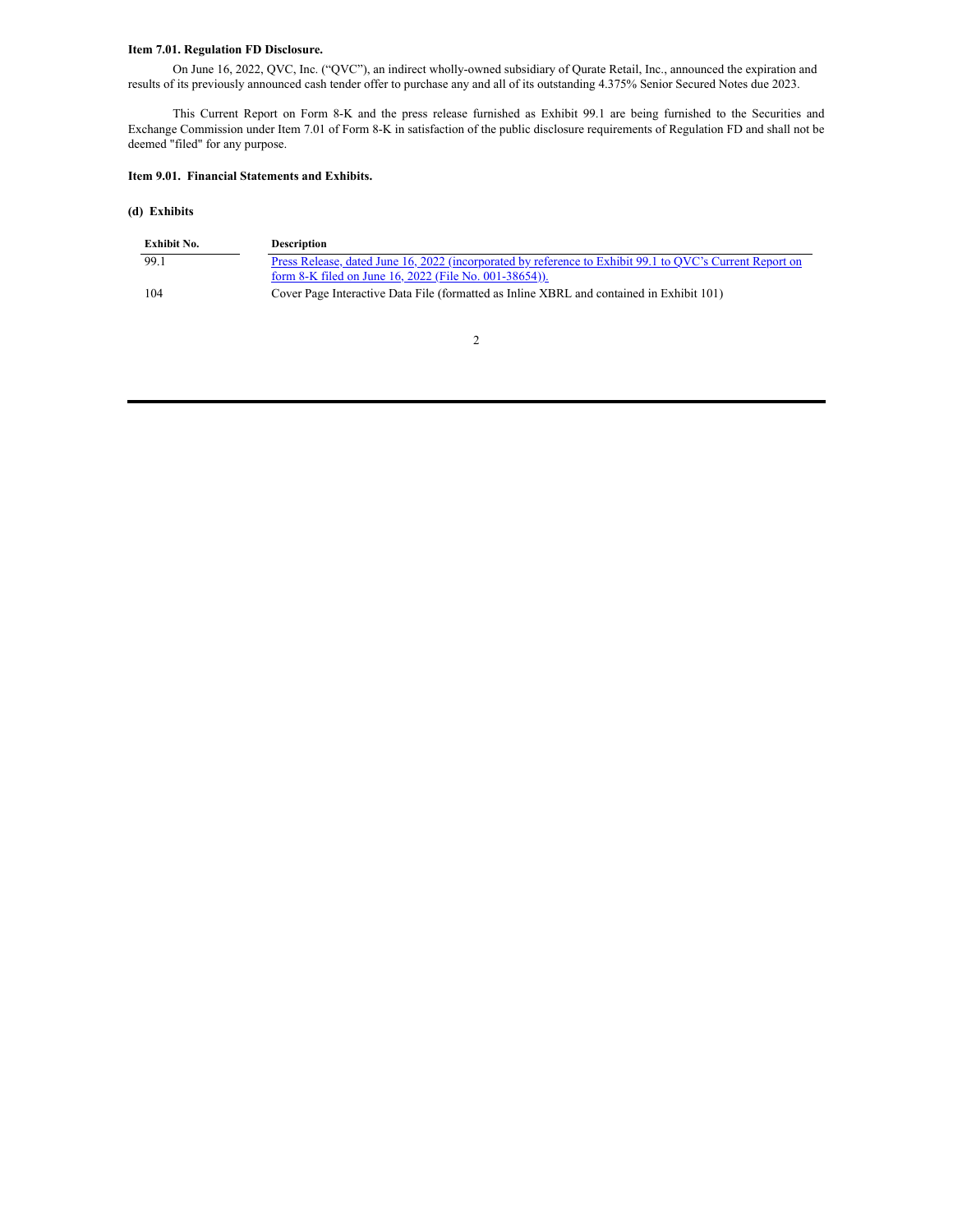**Item 7.01. Regulation FD Disclosure.**

On June 16, 2022, QVC, Inc. (“QVC”), an indirect wholly-owned subsidiary of Qurate Retail, Inc., announced the expiration and results of its previously announced cash tender offer to purchase any and all of its outstanding 4.375% Senior Secured Notes due 2023.

This Current Report on Form 8-K and the press release furnished as Exhibit 99.1 are being furnished to the Securities and Exchange Commission under Item 7.01 of Form 8-K in satisfaction of the public disclosure requirements of Regulation FD and shall not be deemed "filed" for any purpose.

**Item 9.01. Financial Statements and Exhibits.**

**(d) Exhibits**

| Exhibit No. | Description |
|---|---|
| 99.1 | Press Release, dated June 16, 2022 (incorporated by reference to Exhibit 99.1 to QVC’s Current Report on form 8-K filed on June 16, 2022 (File No. 001-38654)). |
| 104 | Cover Page Interactive Data File (formatted as Inline XBRL and contained in Exhibit 101) |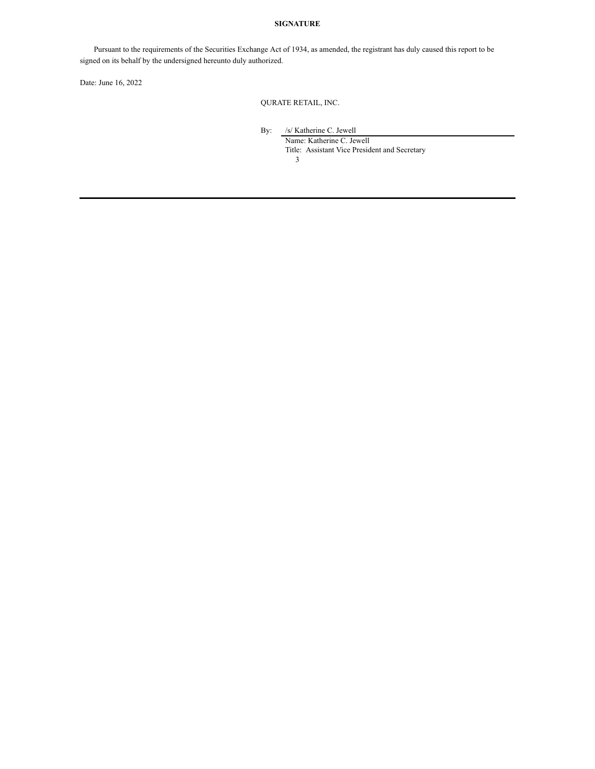**SIGNATURE**

Pursuant to the requirements of the Securities Exchange Act of 1934, as amended, the registrant has duly caused this report to be signed on its behalf by the undersigned hereunto duly authorized.

Date: June 16, 2022

QURATE RETAIL, INC.

By: /s/ Katherine C. Jewell

Name: Katherine C. Jewell

Title: Assistant Vice President and Secretary